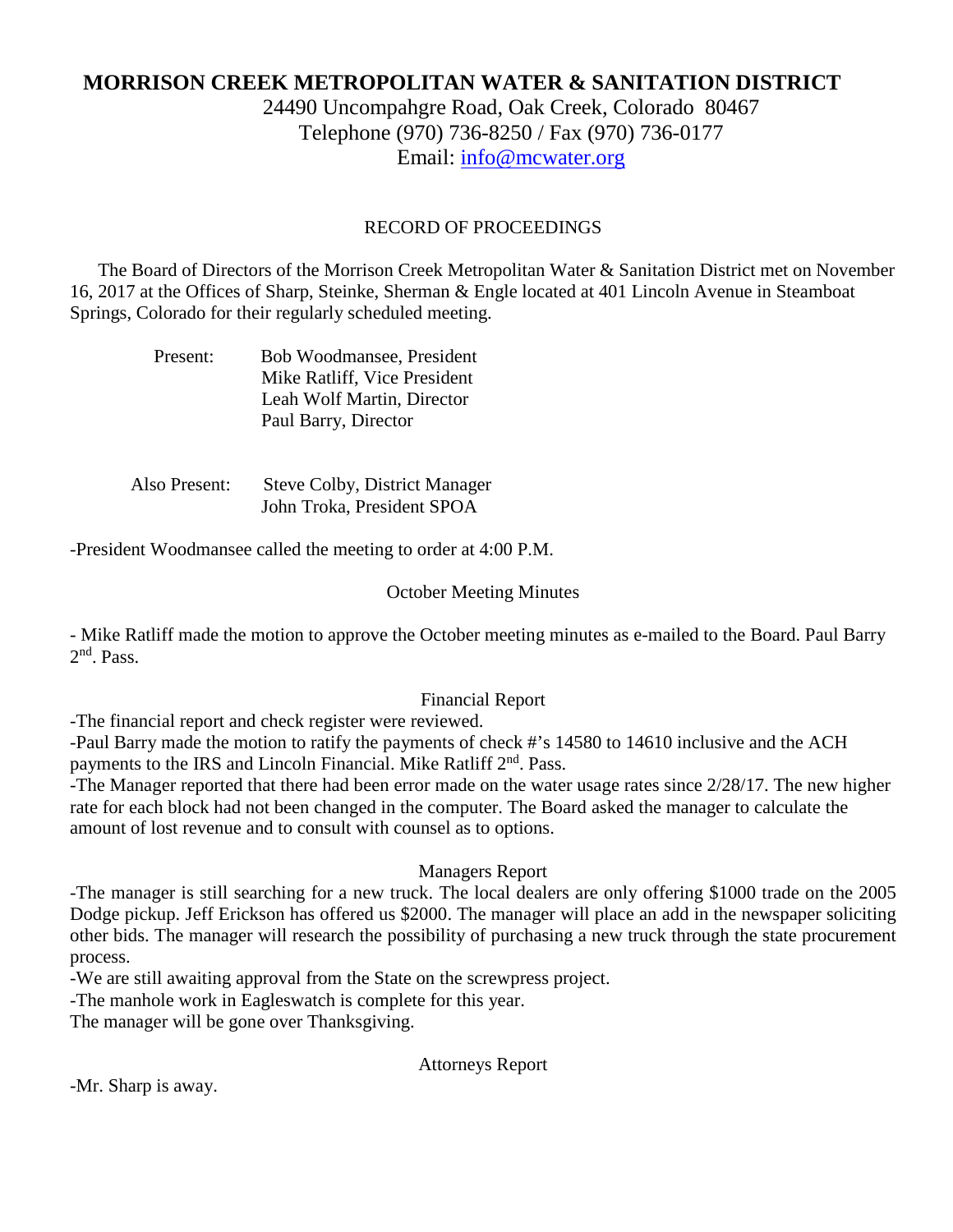# MORRISON CREEK METROPOLITAN WATER & SANITATION DISTRICT

24490 Uncompahgre Road, Oak Creek, Colorado 80467
Telephone (970) 736-8250 / Fax (970) 736-0177
Email: info@mcwater.org

## RECORD OF PROCEEDINGS

The Board of Directors of the Morrison Creek Metropolitan Water & Sanitation District met on November 16, 2017 at the Offices of Sharp, Steinke, Sherman & Engle located at 401 Lincoln Avenue in Steamboat Springs, Colorado for their regularly scheduled meeting.

Present: Bob Woodmansee, President
Mike Ratliff, Vice President
Leah Wolf Martin, Director
Paul Barry, Director

Also Present: Steve Colby, District Manager
John Troka, President SPOA

-President Woodmansee called the meeting to order at 4:00 P.M.

### October Meeting Minutes

- Mike Ratliff made the motion to approve the October meeting minutes as e-mailed to the Board. Paul Barry 2nd. Pass.

### Financial Report

-The financial report and check register were reviewed.

-Paul Barry made the motion to ratify the payments of check #'s 14580 to 14610 inclusive and the ACH payments to the IRS and Lincoln Financial. Mike Ratliff 2nd. Pass.

-The Manager reported that there had been error made on the water usage rates since 2/28/17. The new higher rate for each block had not been changed in the computer. The Board asked the manager to calculate the amount of lost revenue and to consult with counsel as to options.

### Managers Report

-The manager is still searching for a new truck. The local dealers are only offering $1000 trade on the 2005 Dodge pickup. Jeff Erickson has offered us $2000. The manager will place an add in the newspaper soliciting other bids. The manager will research the possibility of purchasing a new truck through the state procurement process.

-We are still awaiting approval from the State on the screwpress project.

-The manhole work in Eagleswatch is complete for this year.

The manager will be gone over Thanksgiving.

### Attorneys Report

-Mr. Sharp is away.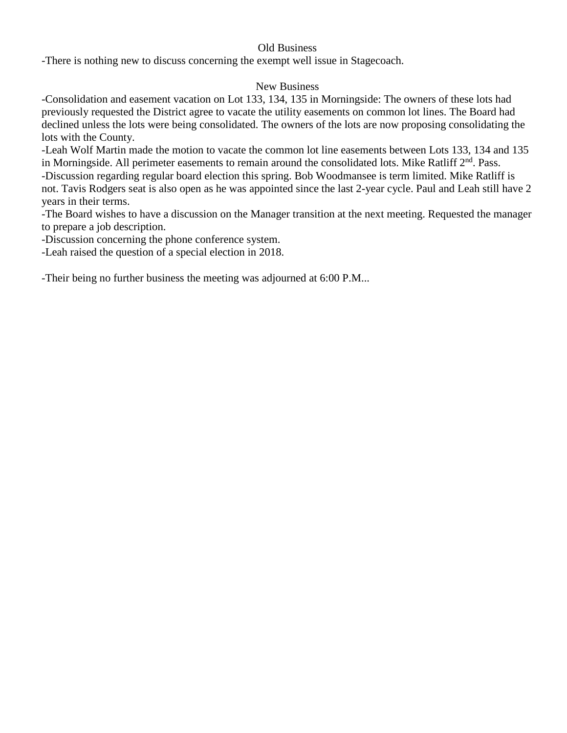## Old Business

-There is nothing new to discuss concerning the exempt well issue in Stagecoach.

## New Business

-Consolidation and easement vacation on Lot 133, 134, 135 in Morningside: The owners of these lots had previously requested the District agree to vacate the utility easements on common lot lines. The Board had declined unless the lots were being consolidated. The owners of the lots are now proposing consolidating the lots with the County.

-Leah Wolf Martin made the motion to vacate the common lot line easements between Lots 133, 134 and 135 in Morningside. All perimeter easements to remain around the consolidated lots. Mike Ratliff 2nd. Pass.

-Discussion regarding regular board election this spring. Bob Woodmansee is term limited. Mike Ratliff is not. Tavis Rodgers seat is also open as he was appointed since the last 2-year cycle. Paul and Leah still have 2 years in their terms.

-The Board wishes to have a discussion on the Manager transition at the next meeting. Requested the manager to prepare a job description.

-Discussion concerning the phone conference system.

-Leah raised the question of a special election in 2018.

-Their being no further business the meeting was adjourned at 6:00 P.M...